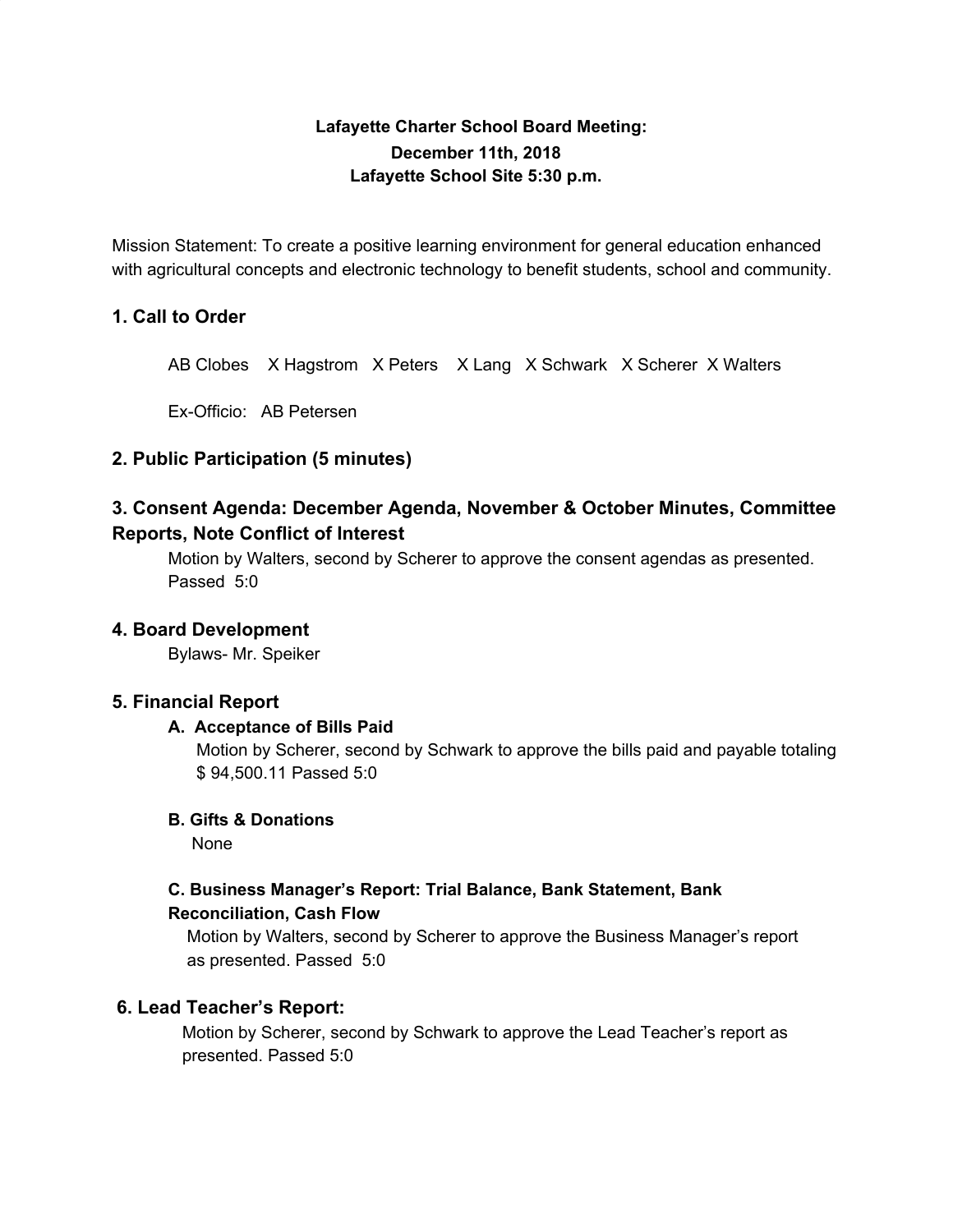**Lafayette Charter School Board Meeting:**
**December 11th, 2018**
**Lafayette School Site 5:30 p.m.**

Mission Statement: To create a positive learning environment for general education enhanced with agricultural concepts and electronic technology to benefit students, school and community.

## 1. Call to Order

AB Clobes X Hagstrom X Peters X Lang X Schwark X Scherer X Walters

Ex-Officio: AB Petersen

## 2. Public Participation (5 minutes)

## 3. Consent Agenda: December Agenda, November & October Minutes, Committee Reports, Note Conflict of Interest

Motion by Walters, second by Scherer to approve the consent agendas as presented. Passed 5:0

## 4. Board Development

Bylaws- Mr. Speiker

## 5. Financial Report

### A. Acceptance of Bills Paid

Motion by Scherer, second by Schwark to approve the bills paid and payable totaling $ 94,500.11 Passed 5:0

### B. Gifts & Donations

None

### C. Business Manager's Report: Trial Balance, Bank Statement, Bank Reconciliation, Cash Flow

Motion by Walters, second by Scherer to approve the Business Manager's report as presented. Passed 5:0

## 6. Lead Teacher's Report:

Motion by Scherer, second by Schwark to approve the Lead Teacher's report as presented. Passed 5:0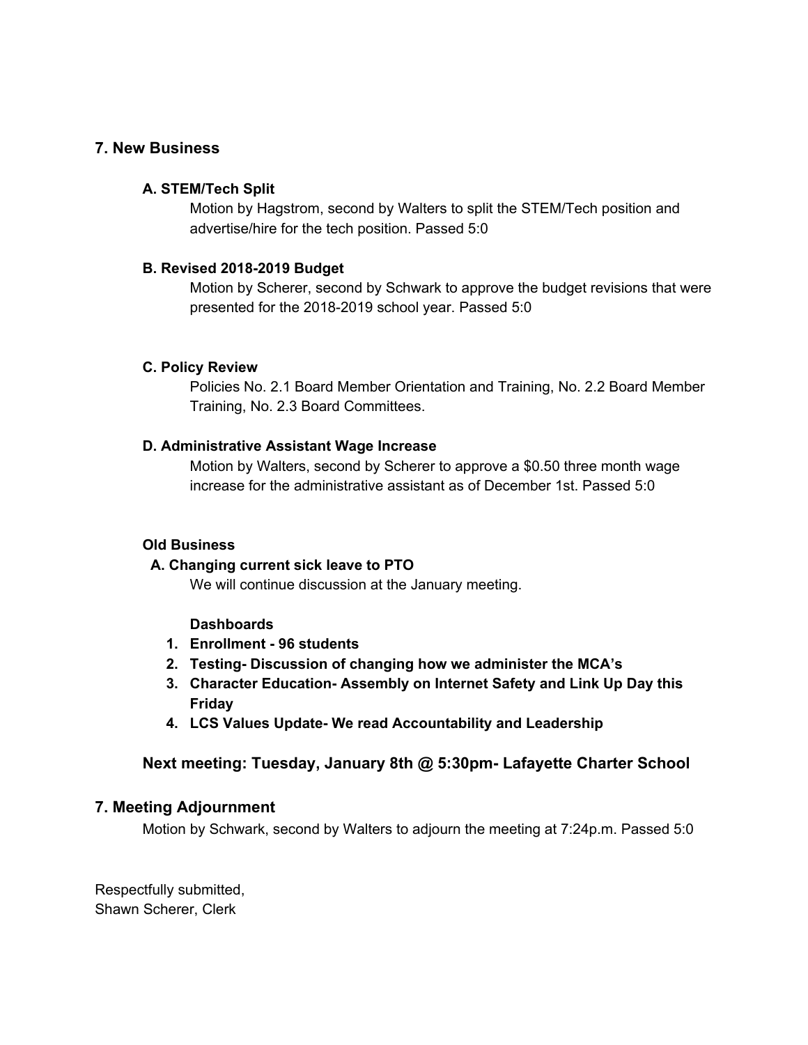## 7. New Business

### A. STEM/Tech Split

Motion by Hagstrom, second by Walters to split the STEM/Tech position and advertise/hire for the tech position. Passed 5:0

### B. Revised 2018-2019 Budget

Motion by Scherer, second by Schwark to approve the budget revisions that were presented for the 2018-2019 school year. Passed 5:0

### C. Policy Review

Policies No. 2.1 Board Member Orientation and Training, No. 2.2 Board Member Training, No. 2.3 Board Committees.

### D. Administrative Assistant Wage Increase

Motion by Walters, second by Scherer to approve a $0.50 three month wage increase for the administrative assistant as of December 1st. Passed 5:0

### Old Business

**A. Changing current sick leave to PTO**

We will continue discussion at the January meeting.

**Dashboards**

1. **Enrollment - 96 students**
2. **Testing- Discussion of changing how we administer the MCA's**
3. **Character Education- Assembly on Internet Safety and Link Up Day this Friday**
4. **LCS Values Update- We read Accountability and Leadership**

### Next meeting: Tuesday, January 8th @ 5:30pm- Lafayette Charter School

## 7. Meeting Adjournment

Motion by Schwark, second by Walters to adjourn the meeting at 7:24p.m. Passed 5:0

Respectfully submitted,
Shawn Scherer, Clerk